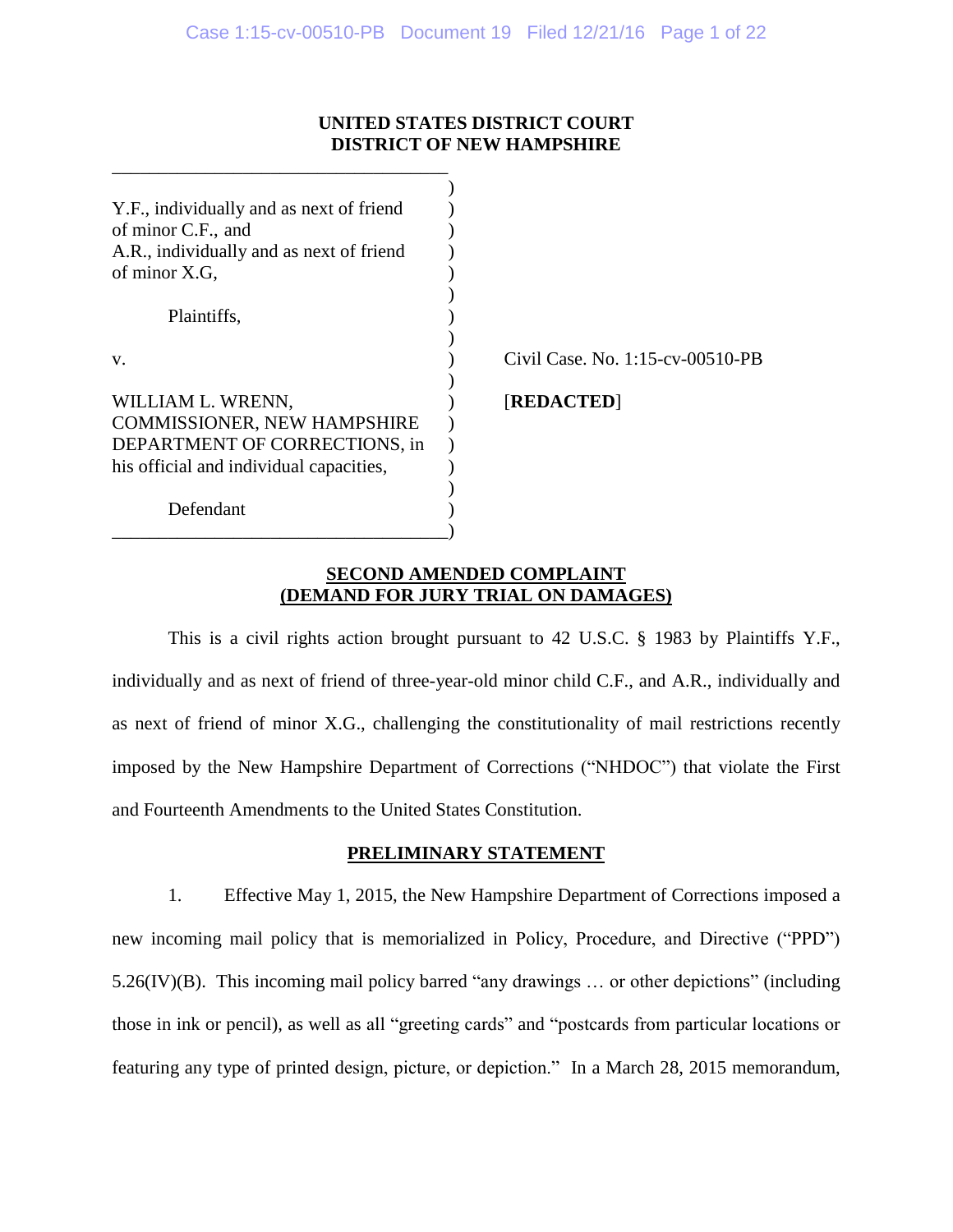**UNITED STATES DISTRICT COURT**
**DISTRICT OF NEW HAMPSHIRE**

| | |
|---|---|
| Y.F., individually and as next of friend of minor C.F., and A.R., individually and as next of friend of minor X.G, | |
| Plaintiffs, | |
| v. | Civil Case. No. 1:15-cv-00510-PB |
| WILLIAM L. WRENN, COMMISSIONER, NEW HAMPSHIRE DEPARTMENT OF CORRECTIONS, in his official and individual capacities, | [**REDACTED**] |
| Defendant | |

## SECOND AMENDED COMPLAINT
## (DEMAND FOR JURY TRIAL ON DAMAGES)

This is a civil rights action brought pursuant to 42 U.S.C. § 1983 by Plaintiffs Y.F., individually and as next of friend of three-year-old minor child C.F., and A.R., individually and as next of friend of minor X.G., challenging the constitutionality of mail restrictions recently imposed by the New Hampshire Department of Corrections ("NHDOC") that violate the First and Fourteenth Amendments to the United States Constitution.

## PRELIMINARY STATEMENT

1. Effective May 1, 2015, the New Hampshire Department of Corrections imposed a new incoming mail policy that is memorialized in Policy, Procedure, and Directive ("PPD") 5.26(IV)(B). This incoming mail policy barred "any drawings … or other depictions" (including those in ink or pencil), as well as all "greeting cards" and "postcards from particular locations or featuring any type of printed design, picture, or depiction." In a March 28, 2015 memorandum,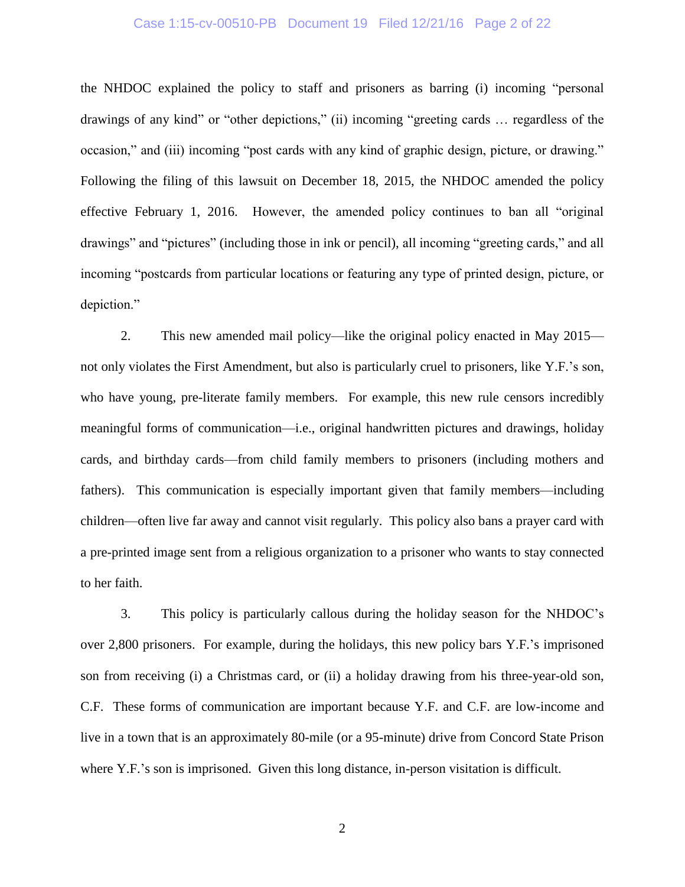the NHDOC explained the policy to staff and prisoners as barring (i) incoming "personal drawings of any kind" or "other depictions," (ii) incoming "greeting cards … regardless of the occasion," and (iii) incoming "post cards with any kind of graphic design, picture, or drawing." Following the filing of this lawsuit on December 18, 2015, the NHDOC amended the policy effective February 1, 2016. However, the amended policy continues to ban all "original drawings" and "pictures" (including those in ink or pencil), all incoming "greeting cards," and all incoming "postcards from particular locations or featuring any type of printed design, picture, or depiction."

2. This new amended mail policy—like the original policy enacted in May 2015—not only violates the First Amendment, but also is particularly cruel to prisoners, like Y.F.'s son, who have young, pre-literate family members. For example, this new rule censors incredibly meaningful forms of communication—i.e., original handwritten pictures and drawings, holiday cards, and birthday cards—from child family members to prisoners (including mothers and fathers). This communication is especially important given that family members—including children—often live far away and cannot visit regularly. This policy also bans a prayer card with a pre-printed image sent from a religious organization to a prisoner who wants to stay connected to her faith.

3. This policy is particularly callous during the holiday season for the NHDOC's over 2,800 prisoners. For example, during the holidays, this new policy bars Y.F.'s imprisoned son from receiving (i) a Christmas card, or (ii) a holiday drawing from his three-year-old son, C.F. These forms of communication are important because Y.F. and C.F. are low-income and live in a town that is an approximately 80-mile (or a 95-minute) drive from Concord State Prison where Y.F.'s son is imprisoned. Given this long distance, in-person visitation is difficult.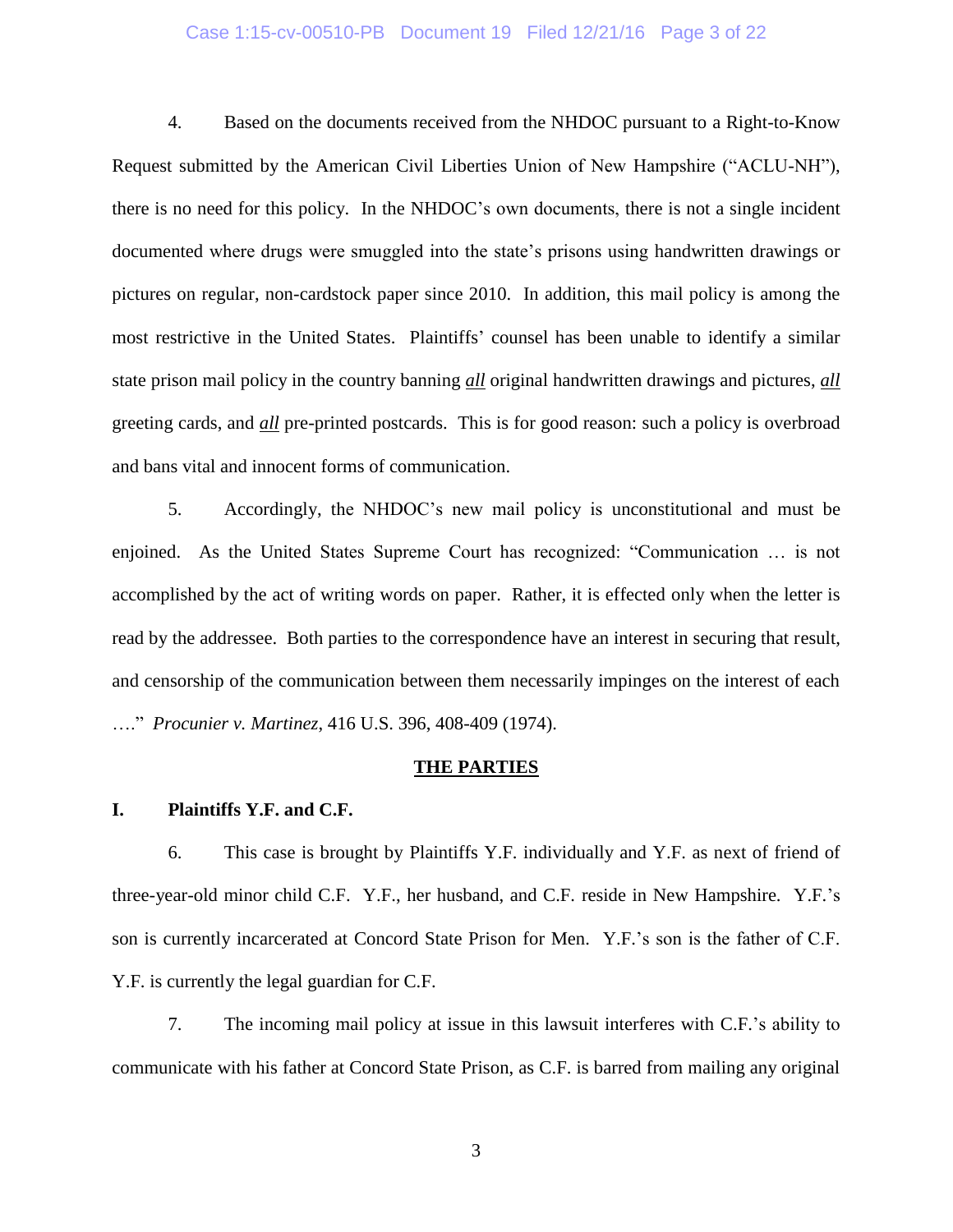4. Based on the documents received from the NHDOC pursuant to a Right-to-Know Request submitted by the American Civil Liberties Union of New Hampshire ("ACLU-NH"), there is no need for this policy. In the NHDOC's own documents, there is not a single incident documented where drugs were smuggled into the state's prisons using handwritten drawings or pictures on regular, non-cardstock paper since 2010. In addition, this mail policy is among the most restrictive in the United States. Plaintiffs' counsel has been unable to identify a similar state prison mail policy in the country banning ***all*** original handwritten drawings and pictures, ***all*** greeting cards, and ***all*** pre-printed postcards. This is for good reason: such a policy is overbroad and bans vital and innocent forms of communication.

5. Accordingly, the NHDOC's new mail policy is unconstitutional and must be enjoined. As the United States Supreme Court has recognized: "Communication … is not accomplished by the act of writing words on paper. Rather, it is effected only when the letter is read by the addressee. Both parties to the correspondence have an interest in securing that result, and censorship of the communication between them necessarily impinges on the interest of each …." *Procunier v. Martinez*, 416 U.S. 396, 408-409 (1974).

## THE PARTIES

### I. Plaintiffs Y.F. and C.F.

6. This case is brought by Plaintiffs Y.F. individually and Y.F. as next of friend of three-year-old minor child C.F. Y.F., her husband, and C.F. reside in New Hampshire. Y.F.'s son is currently incarcerated at Concord State Prison for Men. Y.F.'s son is the father of C.F. Y.F. is currently the legal guardian for C.F.

7. The incoming mail policy at issue in this lawsuit interferes with C.F.'s ability to communicate with his father at Concord State Prison, as C.F. is barred from mailing any original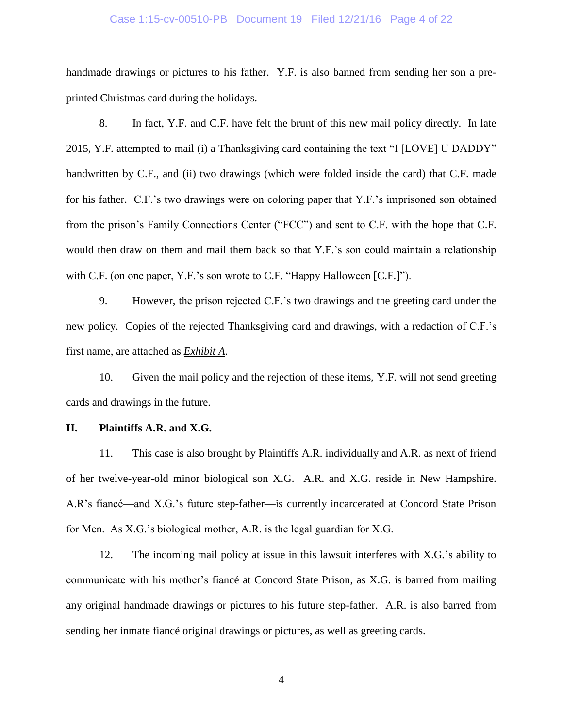handmade drawings or pictures to his father. Y.F. is also banned from sending her son a pre-printed Christmas card during the holidays.

8. In fact, Y.F. and C.F. have felt the brunt of this new mail policy directly. In late 2015, Y.F. attempted to mail (i) a Thanksgiving card containing the text "I [LOVE] U DADDY" handwritten by C.F., and (ii) two drawings (which were folded inside the card) that C.F. made for his father. C.F.'s two drawings were on coloring paper that Y.F.'s imprisoned son obtained from the prison's Family Connections Center ("FCC") and sent to C.F. with the hope that C.F. would then draw on them and mail them back so that Y.F.'s son could maintain a relationship with C.F. (on one paper, Y.F.'s son wrote to C.F. "Happy Halloween [C.F.]").

9. However, the prison rejected C.F.'s two drawings and the greeting card under the new policy. Copies of the rejected Thanksgiving card and drawings, with a redaction of C.F.'s first name, are attached as ***Exhibit A***.

10. Given the mail policy and the rejection of these items, Y.F. will not send greeting cards and drawings in the future.

## II. Plaintiffs A.R. and X.G.

11. This case is also brought by Plaintiffs A.R. individually and A.R. as next of friend of her twelve-year-old minor biological son X.G. A.R. and X.G. reside in New Hampshire. A.R's fiancé—and X.G.'s future step-father—is currently incarcerated at Concord State Prison for Men. As X.G.'s biological mother, A.R. is the legal guardian for X.G.

12. The incoming mail policy at issue in this lawsuit interferes with X.G.'s ability to communicate with his mother's fiancé at Concord State Prison, as X.G. is barred from mailing any original handmade drawings or pictures to his future step-father. A.R. is also barred from sending her inmate fiancé original drawings or pictures, as well as greeting cards.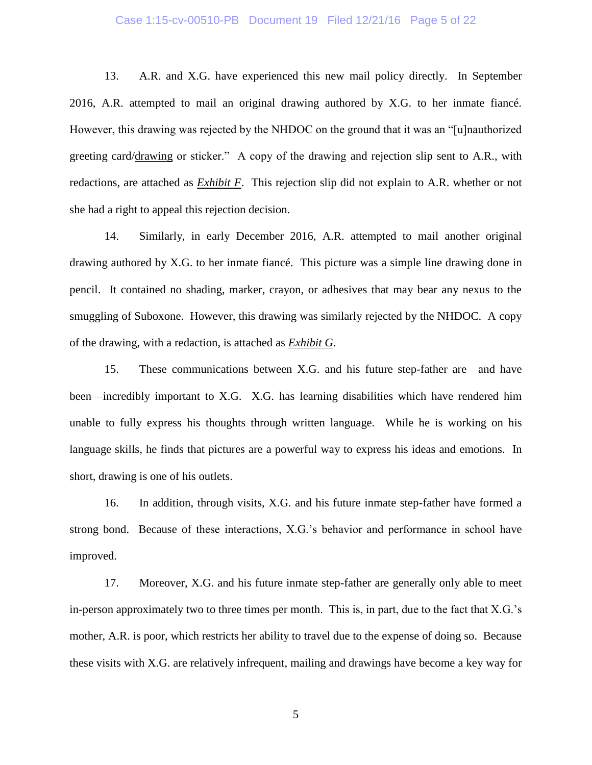13. A.R. and X.G. have experienced this new mail policy directly. In September 2016, A.R. attempted to mail an original drawing authored by X.G. to her inmate fiancé. However, this drawing was rejected by the NHDOC on the ground that it was an "[u]nauthorized greeting card/<u>drawing</u> or sticker." A copy of the drawing and rejection slip sent to A.R., with redactions, are attached as ***<u>Exhibit F</u>***. This rejection slip did not explain to A.R. whether or not she had a right to appeal this rejection decision.

14. Similarly, in early December 2016, A.R. attempted to mail another original drawing authored by X.G. to her inmate fiancé. This picture was a simple line drawing done in pencil. It contained no shading, marker, crayon, or adhesives that may bear any nexus to the smuggling of Suboxone. However, this drawing was similarly rejected by the NHDOC. A copy of the drawing, with a redaction, is attached as *<u>Exhibit G</u>*.

15. These communications between X.G. and his future step-father are—and have been—incredibly important to X.G. X.G. has learning disabilities which have rendered him unable to fully express his thoughts through written language. While he is working on his language skills, he finds that pictures are a powerful way to express his ideas and emotions. In short, drawing is one of his outlets.

16. In addition, through visits, X.G. and his future inmate step-father have formed a strong bond. Because of these interactions, X.G.'s behavior and performance in school have improved.

17. Moreover, X.G. and his future inmate step-father are generally only able to meet in-person approximately two to three times per month. This is, in part, due to the fact that X.G.'s mother, A.R. is poor, which restricts her ability to travel due to the expense of doing so. Because these visits with X.G. are relatively infrequent, mailing and drawings have become a key way for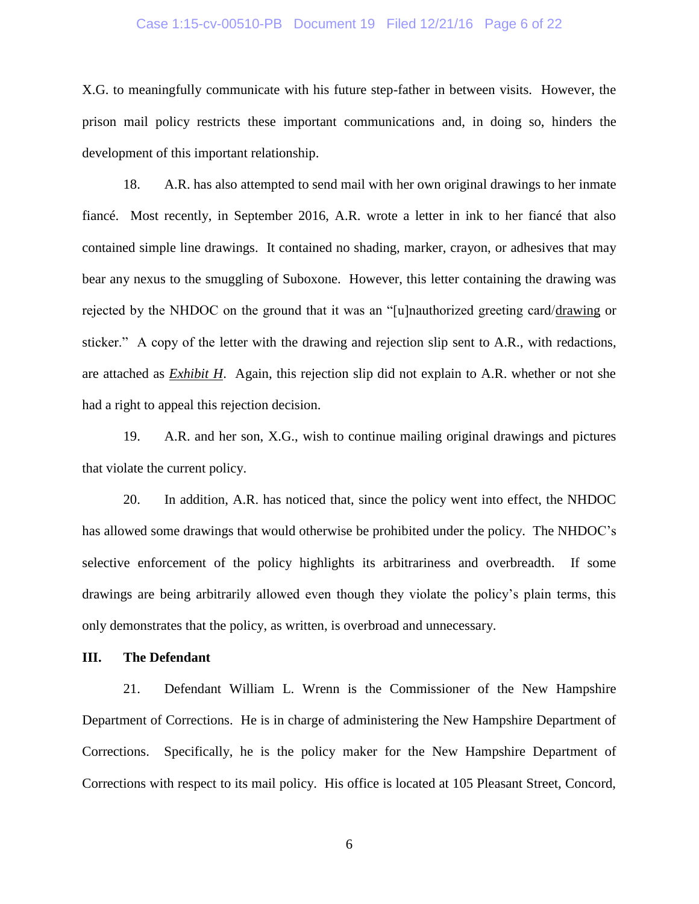X.G. to meaningfully communicate with his future step-father in between visits. However, the prison mail policy restricts these important communications and, in doing so, hinders the development of this important relationship.

18. A.R. has also attempted to send mail with her own original drawings to her inmate fiancé. Most recently, in September 2016, A.R. wrote a letter in ink to her fiancé that also contained simple line drawings. It contained no shading, marker, crayon, or adhesives that may bear any nexus to the smuggling of Suboxone. However, this letter containing the drawing was rejected by the NHDOC on the ground that it was an "[u]nauthorized greeting card/drawing or sticker." A copy of the letter with the drawing and rejection slip sent to A.R., with redactions, are attached as ***Exhibit H***. Again, this rejection slip did not explain to A.R. whether or not she had a right to appeal this rejection decision.

19. A.R. and her son, X.G., wish to continue mailing original drawings and pictures that violate the current policy.

20. In addition, A.R. has noticed that, since the policy went into effect, the NHDOC has allowed some drawings that would otherwise be prohibited under the policy. The NHDOC's selective enforcement of the policy highlights its arbitrariness and overbreadth. If some drawings are being arbitrarily allowed even though they violate the policy's plain terms, this only demonstrates that the policy, as written, is overbroad and unnecessary.

## III. The Defendant

21. Defendant William L. Wrenn is the Commissioner of the New Hampshire Department of Corrections. He is in charge of administering the New Hampshire Department of Corrections. Specifically, he is the policy maker for the New Hampshire Department of Corrections with respect to its mail policy. His office is located at 105 Pleasant Street, Concord,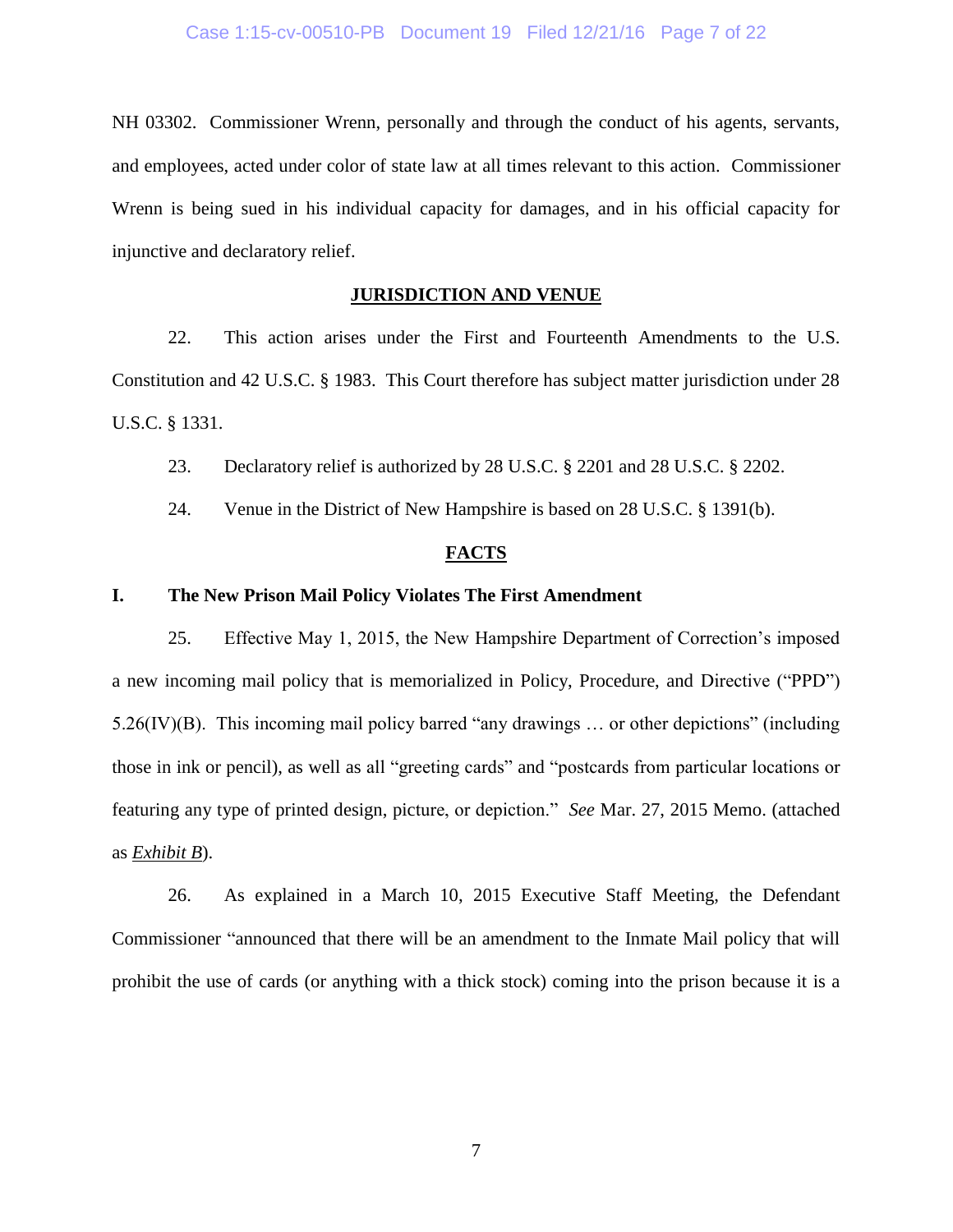NH 03302. Commissioner Wrenn, personally and through the conduct of his agents, servants, and employees, acted under color of state law at all times relevant to this action. Commissioner Wrenn is being sued in his individual capacity for damages, and in his official capacity for injunctive and declaratory relief.

## **JURISDICTION AND VENUE**

22. This action arises under the First and Fourteenth Amendments to the U.S. Constitution and 42 U.S.C. § 1983. This Court therefore has subject matter jurisdiction under 28 U.S.C. § 1331.

23. Declaratory relief is authorized by 28 U.S.C. § 2201 and 28 U.S.C. § 2202.

24. Venue in the District of New Hampshire is based on 28 U.S.C. § 1391(b).

## **FACTS**

### **I. The New Prison Mail Policy Violates The First Amendment**

25. Effective May 1, 2015, the New Hampshire Department of Correction's imposed a new incoming mail policy that is memorialized in Policy, Procedure, and Directive ("PPD") 5.26(IV)(B). This incoming mail policy barred "any drawings … or other depictions" (including those in ink or pencil), as well as all "greeting cards" and "postcards from particular locations or featuring any type of printed design, picture, or depiction." *See* Mar. 27, 2015 Memo. (attached as *Exhibit B*).

26. As explained in a March 10, 2015 Executive Staff Meeting, the Defendant Commissioner "announced that there will be an amendment to the Inmate Mail policy that will prohibit the use of cards (or anything with a thick stock) coming into the prison because it is a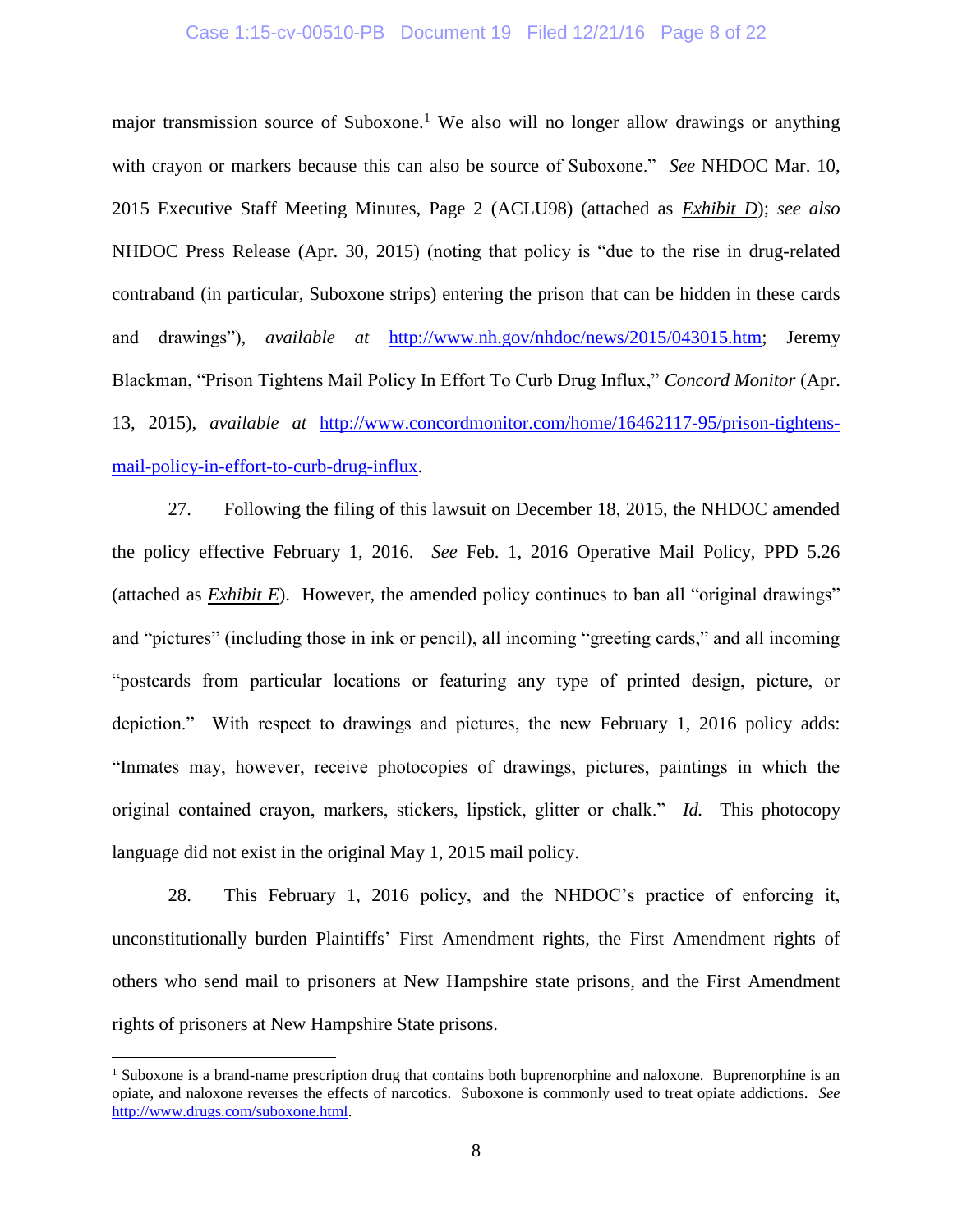major transmission source of Suboxone.[1] We also will no longer allow drawings or anything with crayon or markers because this can also be source of Suboxone." *See* NHDOC Mar. 10, 2015 Executive Staff Meeting Minutes, Page 2 (ACLU98) (attached as ***Exhibit D***); *see also* NHDOC Press Release (Apr. 30, 2015) (noting that policy is "due to the rise in drug-related contraband (in particular, Suboxone strips) entering the prison that can be hidden in these cards and drawings"), *available at* http://www.nh.gov/nhdoc/news/2015/043015.htm; Jeremy Blackman, "Prison Tightens Mail Policy In Effort To Curb Drug Influx," *Concord Monitor* (Apr. 13, 2015), *available at* http://www.concordmonitor.com/home/16462117-95/prison-tightens-mail-policy-in-effort-to-curb-drug-influx.

27. Following the filing of this lawsuit on December 18, 2015, the NHDOC amended the policy effective February 1, 2016. *See* Feb. 1, 2016 Operative Mail Policy, PPD 5.26 (attached as ***Exhibit E***). However, the amended policy continues to ban all "original drawings" and "pictures" (including those in ink or pencil), all incoming "greeting cards," and all incoming "postcards from particular locations or featuring any type of printed design, picture, or depiction." With respect to drawings and pictures, the new February 1, 2016 policy adds: "Inmates may, however, receive photocopies of drawings, pictures, paintings in which the original contained crayon, markers, stickers, lipstick, glitter or chalk." *Id.* This photocopy language did not exist in the original May 1, 2015 mail policy.

28. This February 1, 2016 policy, and the NHDOC's practice of enforcing it, unconstitutionally burden Plaintiffs' First Amendment rights, the First Amendment rights of others who send mail to prisoners at New Hampshire state prisons, and the First Amendment rights of prisoners at New Hampshire State prisons.

---

[1] Suboxone is a brand-name prescription drug that contains both buprenorphine and naloxone. Buprenorphine is an opiate, and naloxone reverses the effects of narcotics. Suboxone is commonly used to treat opiate addictions. *See* http://www.drugs.com/suboxone.html.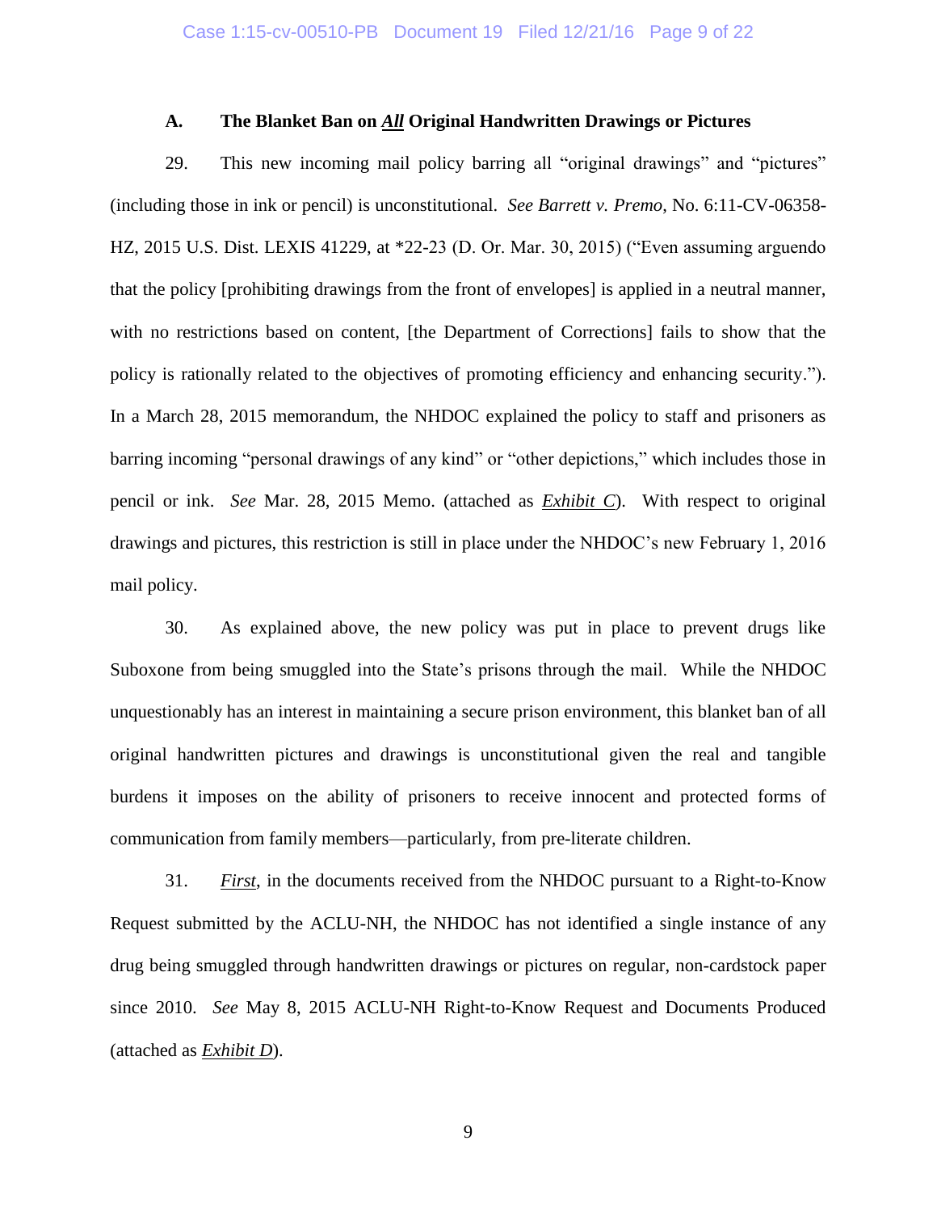### A. The Blanket Ban on ***All*** Original Handwritten Drawings or Pictures

29. This new incoming mail policy barring all "original drawings" and "pictures" (including those in ink or pencil) is unconstitutional. *See Barrett v. Premo*, No. 6:11-CV-06358-HZ, 2015 U.S. Dist. LEXIS 41229, at *22-23 (D. Or. Mar. 30, 2015) ("Even assuming arguendo that the policy [prohibiting drawings from the front of envelopes] is applied in a neutral manner, with no restrictions based on content, [the Department of Corrections] fails to show that the policy is rationally related to the objectives of promoting efficiency and enhancing security."). In a March 28, 2015 memorandum, the NHDOC explained the policy to staff and prisoners as barring incoming "personal drawings of any kind" or "other depictions," which includes those in pencil or ink. *See* Mar. 28, 2015 Memo. (attached as *Exhibit C*). With respect to original drawings and pictures, this restriction is still in place under the NHDOC's new February 1, 2016 mail policy.

30. As explained above, the new policy was put in place to prevent drugs like Suboxone from being smuggled into the State's prisons through the mail. While the NHDOC unquestionably has an interest in maintaining a secure prison environment, this blanket ban of all original handwritten pictures and drawings is unconstitutional given the real and tangible burdens it imposes on the ability of prisoners to receive innocent and protected forms of communication from family members—particularly, from pre-literate children.

31. *First*, in the documents received from the NHDOC pursuant to a Right-to-Know Request submitted by the ACLU-NH, the NHDOC has not identified a single instance of any drug being smuggled through handwritten drawings or pictures on regular, non-cardstock paper since 2010. *See* May 8, 2015 ACLU-NH Right-to-Know Request and Documents Produced (attached as *Exhibit D*).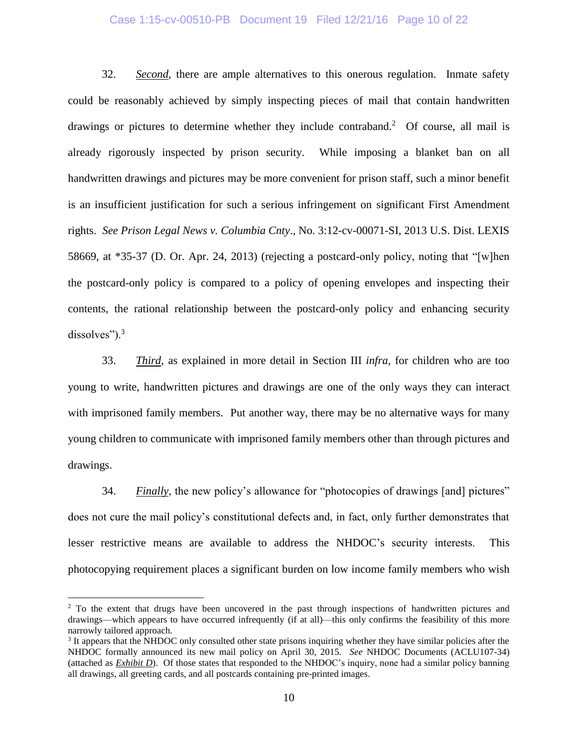32. ***Second***, there are ample alternatives to this onerous regulation. Inmate safety could be reasonably achieved by simply inspecting pieces of mail that contain handwritten drawings or pictures to determine whether they include contraband.[2] Of course, all mail is already rigorously inspected by prison security. While imposing a blanket ban on all handwritten drawings and pictures may be more convenient for prison staff, such a minor benefit is an insufficient justification for such a serious infringement on significant First Amendment rights. *See Prison Legal News v. Columbia Cnty*., No. 3:12-cv-00071-SI, 2013 U.S. Dist. LEXIS 58669, at *35-37 (D. Or. Apr. 24, 2013) (rejecting a postcard-only policy, noting that "[w]hen the postcard-only policy is compared to a policy of opening envelopes and inspecting their contents, the rational relationship between the postcard-only policy and enhancing security dissolves").[3]

33. ***Third***, as explained in more detail in Section III *infra*, for children who are too young to write, handwritten pictures and drawings are one of the only ways they can interact with imprisoned family members. Put another way, there may be no alternative ways for many young children to communicate with imprisoned family members other than through pictures and drawings.

34. ***Finally***, the new policy's allowance for "photocopies of drawings [and] pictures" does not cure the mail policy's constitutional defects and, in fact, only further demonstrates that lesser restrictive means are available to address the NHDOC's security interests. This photocopying requirement places a significant burden on low income family members who wish

---

[2] To the extent that drugs have been uncovered in the past through inspections of handwritten pictures and drawings—which appears to have occurred infrequently (if at all)—this only confirms the feasibility of this more narrowly tailored approach.

[3] It appears that the NHDOC only consulted other state prisons inquiring whether they have similar policies after the NHDOC formally announced its new mail policy on April 30, 2015. *See* NHDOC Documents (ACLU107-34) (attached as ***Exhibit D***). Of those states that responded to the NHDOC's inquiry, none had a similar policy banning all drawings, all greeting cards, and all postcards containing pre-printed images.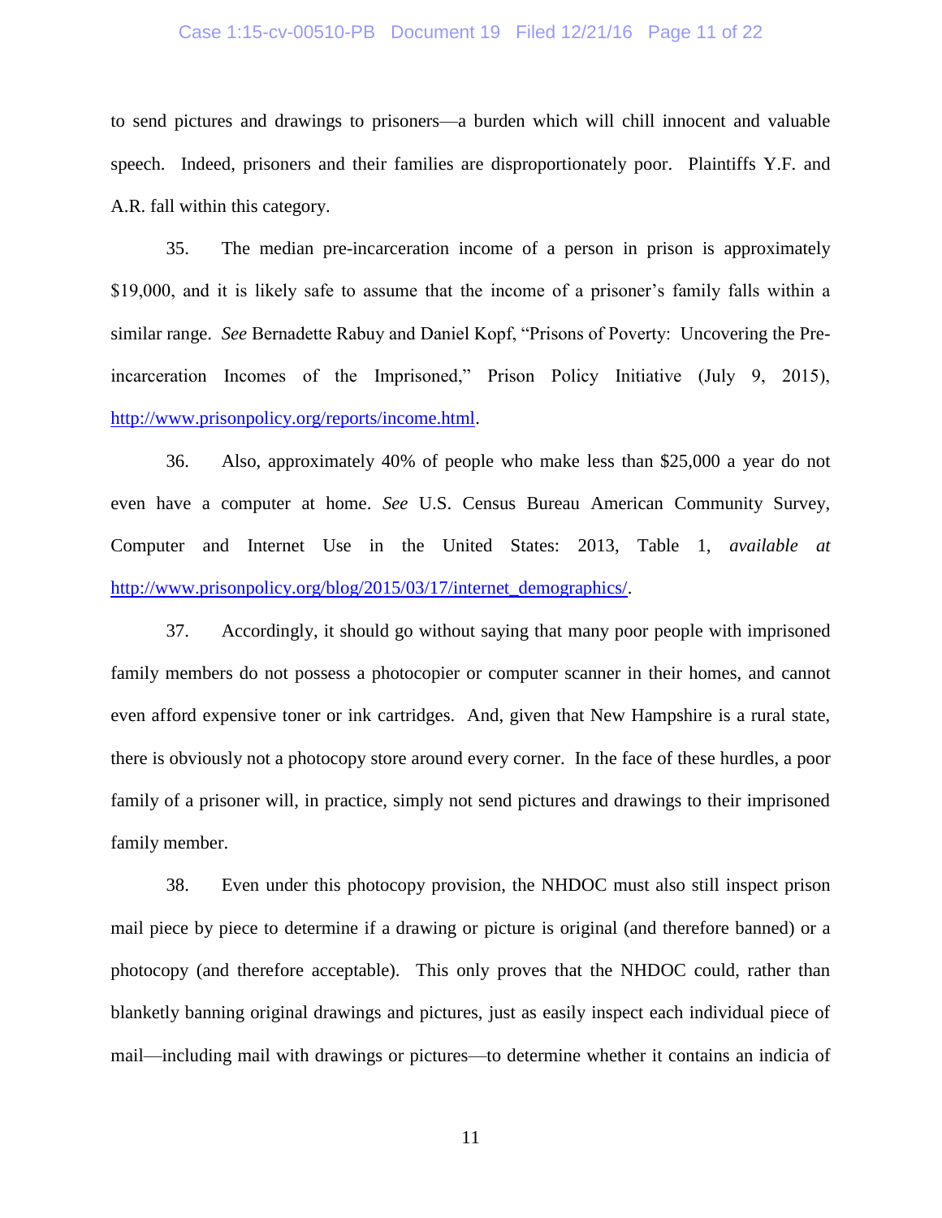to send pictures and drawings to prisoners—a burden which will chill innocent and valuable speech. Indeed, prisoners and their families are disproportionately poor. Plaintiffs Y.F. and A.R. fall within this category.

35. The median pre-incarceration income of a person in prison is approximately $19,000, and it is likely safe to assume that the income of a prisoner's family falls within a similar range. *See* Bernadette Rabuy and Daniel Kopf, "Prisons of Poverty: Uncovering the Pre-incarceration Incomes of the Imprisoned," Prison Policy Initiative (July 9, 2015), [http://www.prisonpolicy.org/reports/income.html](http://www.prisonpolicy.org/reports/income.html).

36. Also, approximately 40% of people who make less than $25,000 a year do not even have a computer at home. *See* U.S. Census Bureau American Community Survey, Computer and Internet Use in the United States: 2013, Table 1, *available at* [http://www.prisonpolicy.org/blog/2015/03/17/internet_demographics/](http://www.prisonpolicy.org/blog/2015/03/17/internet_demographics/).

37. Accordingly, it should go without saying that many poor people with imprisoned family members do not possess a photocopier or computer scanner in their homes, and cannot even afford expensive toner or ink cartridges. And, given that New Hampshire is a rural state, there is obviously not a photocopy store around every corner. In the face of these hurdles, a poor family of a prisoner will, in practice, simply not send pictures and drawings to their imprisoned family member.

38. Even under this photocopy provision, the NHDOC must also still inspect prison mail piece by piece to determine if a drawing or picture is original (and therefore banned) or a photocopy (and therefore acceptable). This only proves that the NHDOC could, rather than blanketly banning original drawings and pictures, just as easily inspect each individual piece of mail—including mail with drawings or pictures—to determine whether it contains an indicia of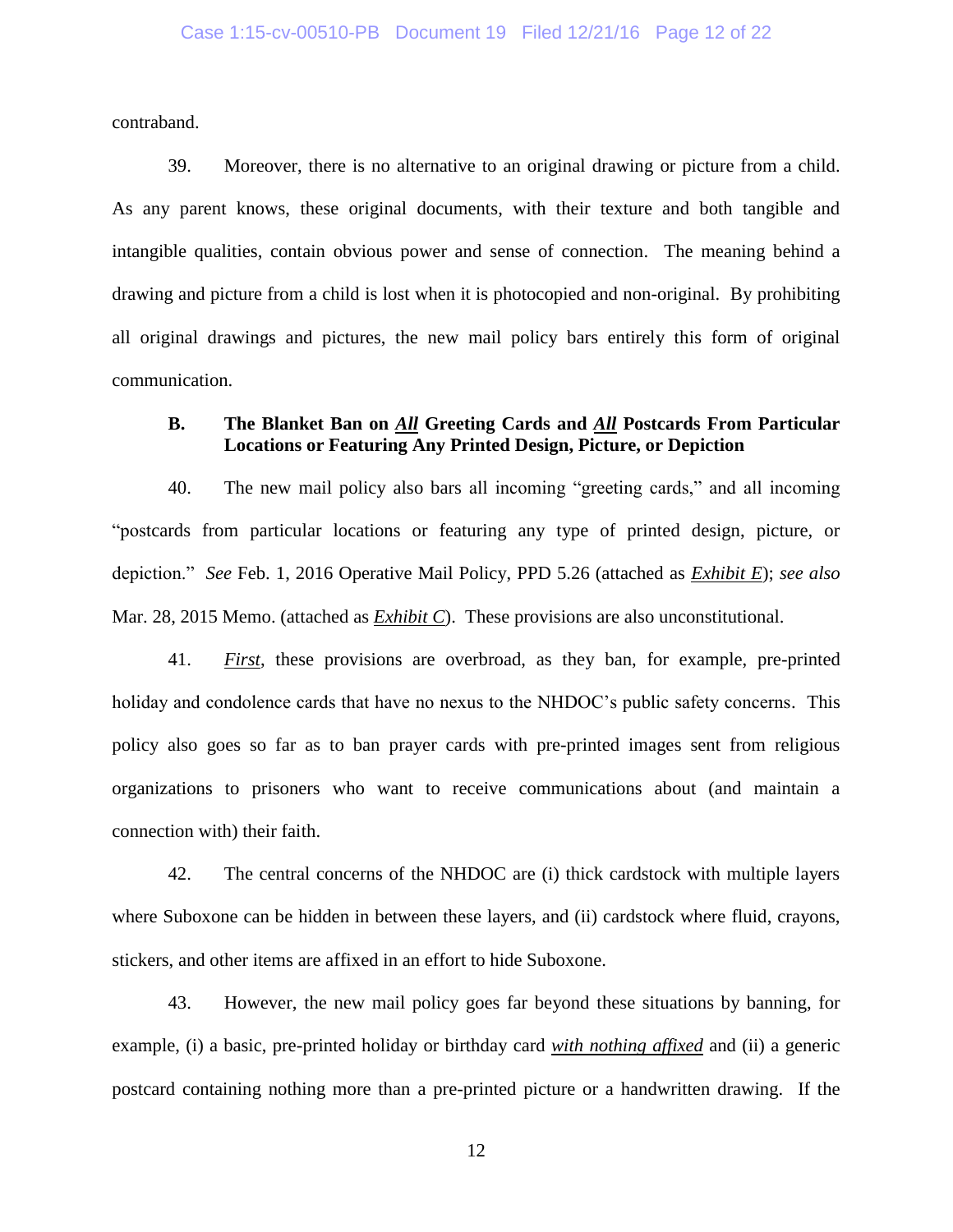contraband.

39. Moreover, there is no alternative to an original drawing or picture from a child. As any parent knows, these original documents, with their texture and both tangible and intangible qualities, contain obvious power and sense of connection. The meaning behind a drawing and picture from a child is lost when it is photocopied and non-original. By prohibiting all original drawings and pictures, the new mail policy bars entirely this form of original communication.

### B. The Blanket Ban on ***All*** Greeting Cards and ***All*** Postcards From Particular Locations or Featuring Any Printed Design, Picture, or Depiction

40. The new mail policy also bars all incoming "greeting cards," and all incoming "postcards from particular locations or featuring any type of printed design, picture, or depiction." *See* Feb. 1, 2016 Operative Mail Policy, PPD 5.26 (attached as ***Exhibit E***); *see also* Mar. 28, 2015 Memo. (attached as ***Exhibit C***). These provisions are also unconstitutional.

41. ***First***, these provisions are overbroad, as they ban, for example, pre-printed holiday and condolence cards that have no nexus to the NHDOC's public safety concerns. This policy also goes so far as to ban prayer cards with pre-printed images sent from religious organizations to prisoners who want to receive communications about (and maintain a connection with) their faith.

42. The central concerns of the NHDOC are (i) thick cardstock with multiple layers where Suboxone can be hidden in between these layers, and (ii) cardstock where fluid, crayons, stickers, and other items are affixed in an effort to hide Suboxone.

43. However, the new mail policy goes far beyond these situations by banning, for example, (i) a basic, pre-printed holiday or birthday card ***with nothing affixed*** and (ii) a generic postcard containing nothing more than a pre-printed picture or a handwritten drawing. If the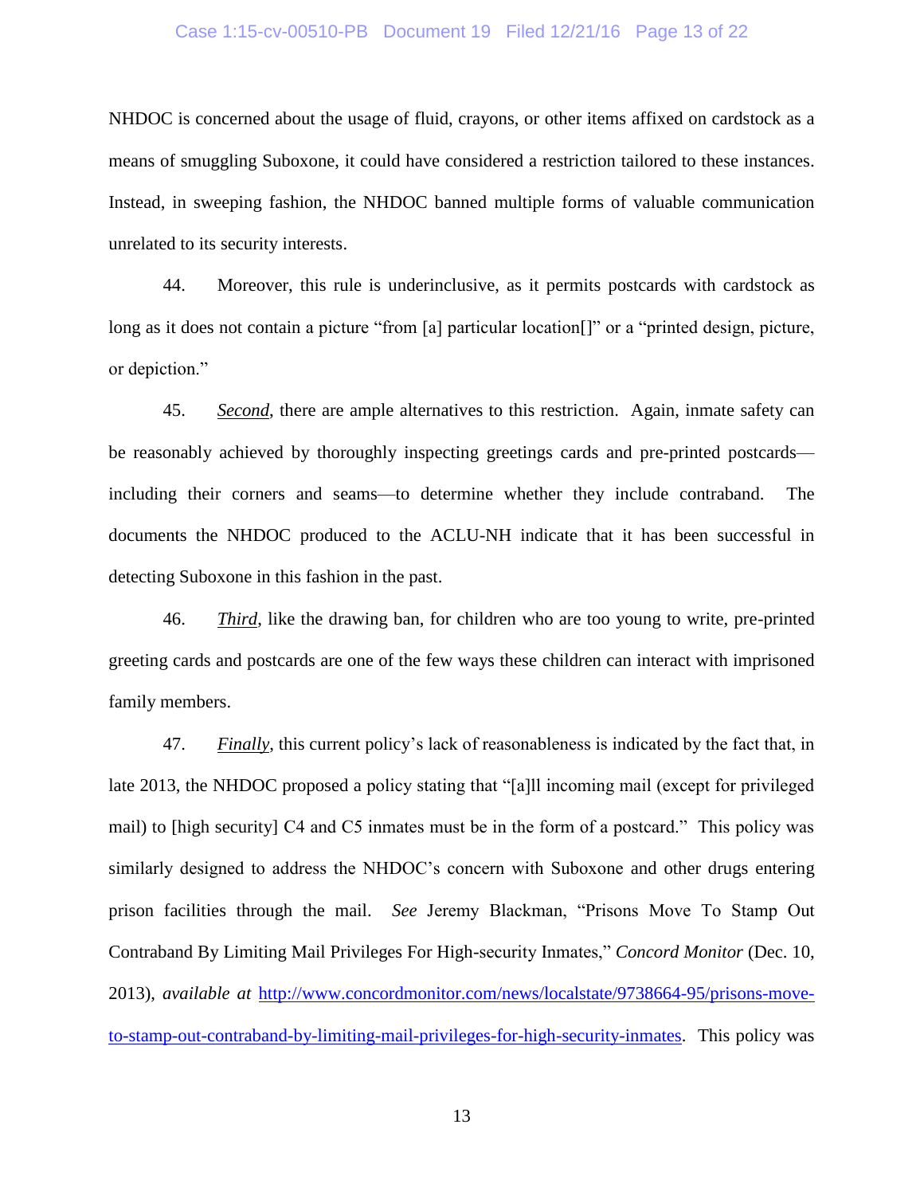NHDOC is concerned about the usage of fluid, crayons, or other items affixed on cardstock as a means of smuggling Suboxone, it could have considered a restriction tailored to these instances. Instead, in sweeping fashion, the NHDOC banned multiple forms of valuable communication unrelated to its security interests.

44. Moreover, this rule is underinclusive, as it permits postcards with cardstock as long as it does not contain a picture "from [a] particular location[]" or a "printed design, picture, or depiction."

45. ***Second***, there are ample alternatives to this restriction. Again, inmate safety can be reasonably achieved by thoroughly inspecting greetings cards and pre-printed postcards—including their corners and seams—to determine whether they include contraband. The documents the NHDOC produced to the ACLU-NH indicate that it has been successful in detecting Suboxone in this fashion in the past.

46. ***Third***, like the drawing ban, for children who are too young to write, pre-printed greeting cards and postcards are one of the few ways these children can interact with imprisoned family members.

47. ***Finally***, this current policy's lack of reasonableness is indicated by the fact that, in late 2013, the NHDOC proposed a policy stating that "[a]ll incoming mail (except for privileged mail) to [high security] C4 and C5 inmates must be in the form of a postcard." This policy was similarly designed to address the NHDOC's concern with Suboxone and other drugs entering prison facilities through the mail. *See* Jeremy Blackman, "Prisons Move To Stamp Out Contraband By Limiting Mail Privileges For High-security Inmates," *Concord Monitor* (Dec. 10, 2013), *available at* [http://www.concordmonitor.com/news/localstate/9738664-95/prisons-move-to-stamp-out-contraband-by-limiting-mail-privileges-for-high-security-inmates](http://www.concordmonitor.com/news/localstate/9738664-95/prisons-move-to-stamp-out-contraband-by-limiting-mail-privileges-for-high-security-inmates). This policy was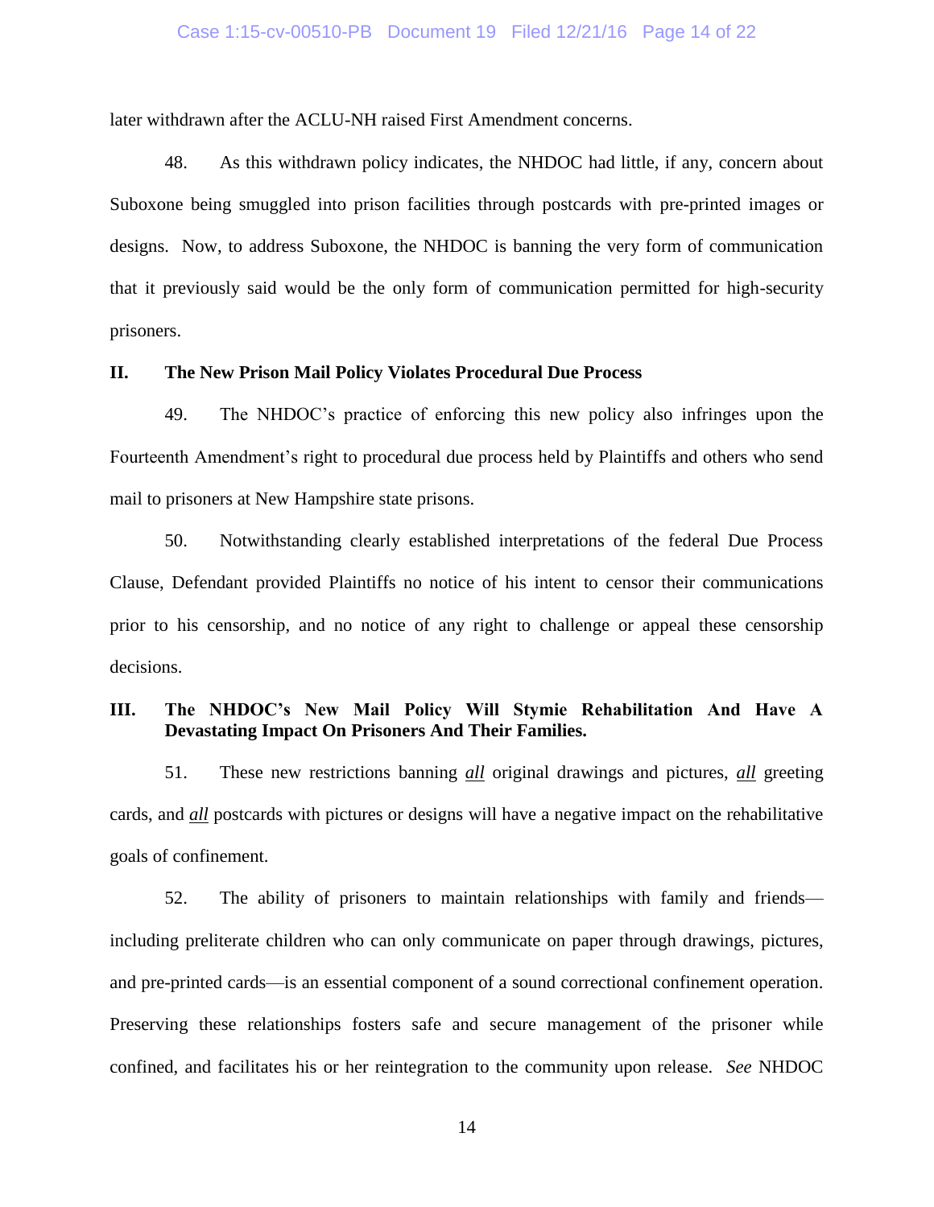later withdrawn after the ACLU-NH raised First Amendment concerns.

48. As this withdrawn policy indicates, the NHDOC had little, if any, concern about Suboxone being smuggled into prison facilities through postcards with pre-printed images or designs. Now, to address Suboxone, the NHDOC is banning the very form of communication that it previously said would be the only form of communication permitted for high-security prisoners.

## II. The New Prison Mail Policy Violates Procedural Due Process

49. The NHDOC's practice of enforcing this new policy also infringes upon the Fourteenth Amendment's right to procedural due process held by Plaintiffs and others who send mail to prisoners at New Hampshire state prisons.

50. Notwithstanding clearly established interpretations of the federal Due Process Clause, Defendant provided Plaintiffs no notice of his intent to censor their communications prior to his censorship, and no notice of any right to challenge or appeal these censorship decisions.

## III. The NHDOC's New Mail Policy Will Stymie Rehabilitation And Have A Devastating Impact On Prisoners And Their Families.

51. These new restrictions banning ***all*** original drawings and pictures, ***all*** greeting cards, and ***all*** postcards with pictures or designs will have a negative impact on the rehabilitative goals of confinement.

52. The ability of prisoners to maintain relationships with family and friends—including preliterate children who can only communicate on paper through drawings, pictures, and pre-printed cards—is an essential component of a sound correctional confinement operation. Preserving these relationships fosters safe and secure management of the prisoner while confined, and facilitates his or her reintegration to the community upon release. *See* NHDOC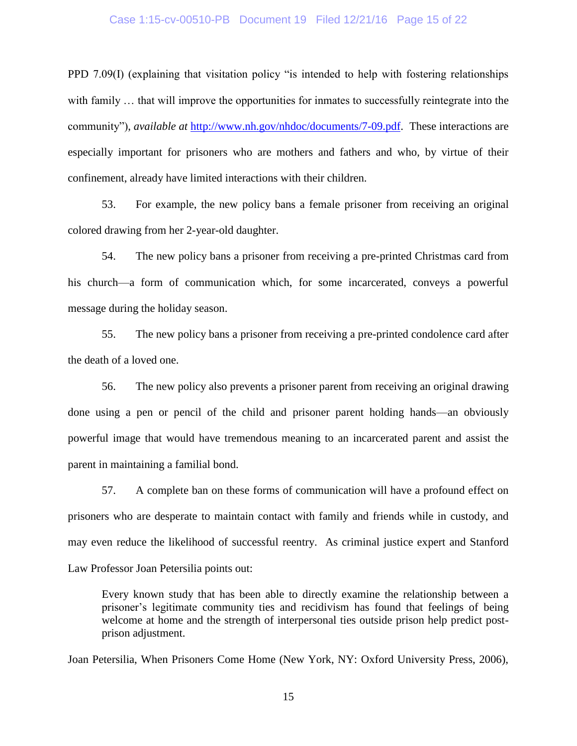PPD 7.09(I) (explaining that visitation policy "is intended to help with fostering relationships with family … that will improve the opportunities for inmates to successfully reintegrate into the community"), *available at* http://www.nh.gov/nhdoc/documents/7-09.pdf. These interactions are especially important for prisoners who are mothers and fathers and who, by virtue of their confinement, already have limited interactions with their children.

53. For example, the new policy bans a female prisoner from receiving an original colored drawing from her 2-year-old daughter.

54. The new policy bans a prisoner from receiving a pre-printed Christmas card from his church—a form of communication which, for some incarcerated, conveys a powerful message during the holiday season.

55. The new policy bans a prisoner from receiving a pre-printed condolence card after the death of a loved one.

56. The new policy also prevents a prisoner parent from receiving an original drawing done using a pen or pencil of the child and prisoner parent holding hands—an obviously powerful image that would have tremendous meaning to an incarcerated parent and assist the parent in maintaining a familial bond.

57. A complete ban on these forms of communication will have a profound effect on prisoners who are desperate to maintain contact with family and friends while in custody, and may even reduce the likelihood of successful reentry. As criminal justice expert and Stanford Law Professor Joan Petersilia points out:

> Every known study that has been able to directly examine the relationship between a prisoner's legitimate community ties and recidivism has found that feelings of being welcome at home and the strength of interpersonal ties outside prison help predict post-prison adjustment.

Joan Petersilia, When Prisoners Come Home (New York, NY: Oxford University Press, 2006),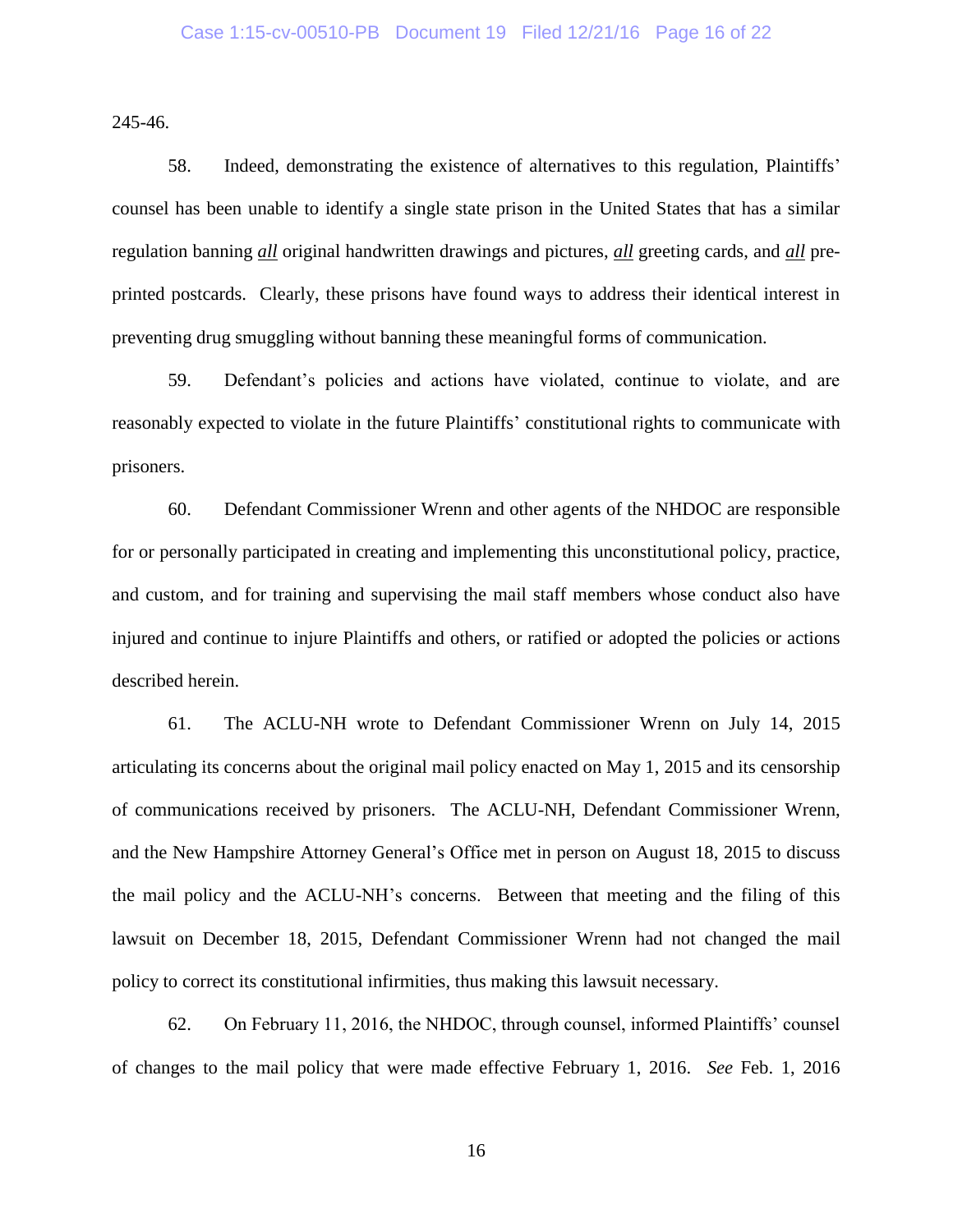245-46.

58. Indeed, demonstrating the existence of alternatives to this regulation, Plaintiffs' counsel has been unable to identify a single state prison in the United States that has a similar regulation banning ***all*** original handwritten drawings and pictures, ***all*** greeting cards, and ***all*** pre-printed postcards. Clearly, these prisons have found ways to address their identical interest in preventing drug smuggling without banning these meaningful forms of communication.

59. Defendant's policies and actions have violated, continue to violate, and are reasonably expected to violate in the future Plaintiffs' constitutional rights to communicate with prisoners.

60. Defendant Commissioner Wrenn and other agents of the NHDOC are responsible for or personally participated in creating and implementing this unconstitutional policy, practice, and custom, and for training and supervising the mail staff members whose conduct also have injured and continue to injure Plaintiffs and others, or ratified or adopted the policies or actions described herein.

61. The ACLU-NH wrote to Defendant Commissioner Wrenn on July 14, 2015 articulating its concerns about the original mail policy enacted on May 1, 2015 and its censorship of communications received by prisoners. The ACLU-NH, Defendant Commissioner Wrenn, and the New Hampshire Attorney General's Office met in person on August 18, 2015 to discuss the mail policy and the ACLU-NH's concerns. Between that meeting and the filing of this lawsuit on December 18, 2015, Defendant Commissioner Wrenn had not changed the mail policy to correct its constitutional infirmities, thus making this lawsuit necessary.

62. On February 11, 2016, the NHDOC, through counsel, informed Plaintiffs' counsel of changes to the mail policy that were made effective February 1, 2016. *See* Feb. 1, 2016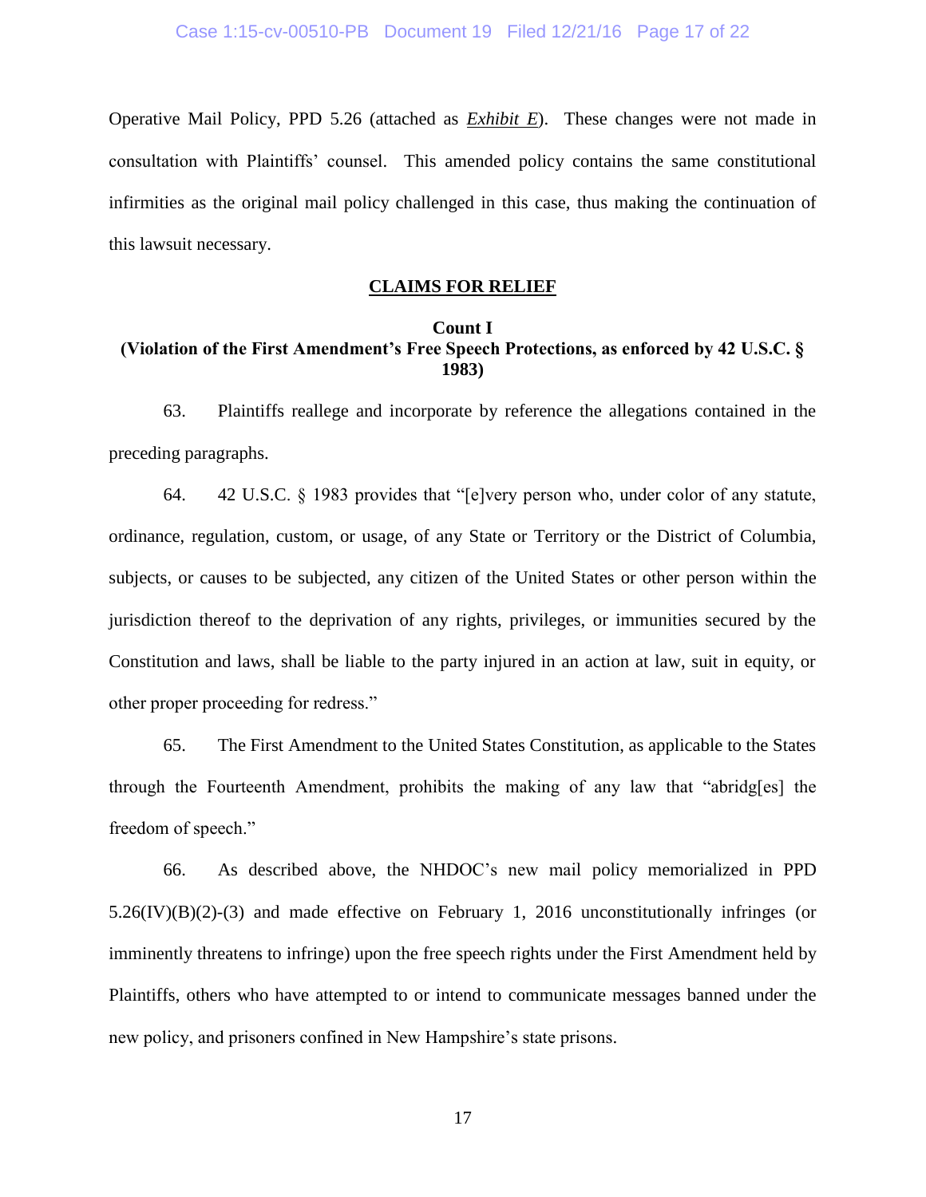Operative Mail Policy, PPD 5.26 (attached as ***Exhibit E***). These changes were not made in consultation with Plaintiffs' counsel. This amended policy contains the same constitutional infirmities as the original mail policy challenged in this case, thus making the continuation of this lawsuit necessary.

## CLAIMS FOR RELIEF

### Count I
### (Violation of the First Amendment's Free Speech Protections, as enforced by 42 U.S.C. § 1983)

63. Plaintiffs reallege and incorporate by reference the allegations contained in the preceding paragraphs.

64. 42 U.S.C. § 1983 provides that "[e]very person who, under color of any statute, ordinance, regulation, custom, or usage, of any State or Territory or the District of Columbia, subjects, or causes to be subjected, any citizen of the United States or other person within the jurisdiction thereof to the deprivation of any rights, privileges, or immunities secured by the Constitution and laws, shall be liable to the party injured in an action at law, suit in equity, or other proper proceeding for redress."

65. The First Amendment to the United States Constitution, as applicable to the States through the Fourteenth Amendment, prohibits the making of any law that "abridg[es] the freedom of speech."

66. As described above, the NHDOC's new mail policy memorialized in PPD 5.26(IV)(B)(2)-(3) and made effective on February 1, 2016 unconstitutionally infringes (or imminently threatens to infringe) upon the free speech rights under the First Amendment held by Plaintiffs, others who have attempted to or intend to communicate messages banned under the new policy, and prisoners confined in New Hampshire's state prisons.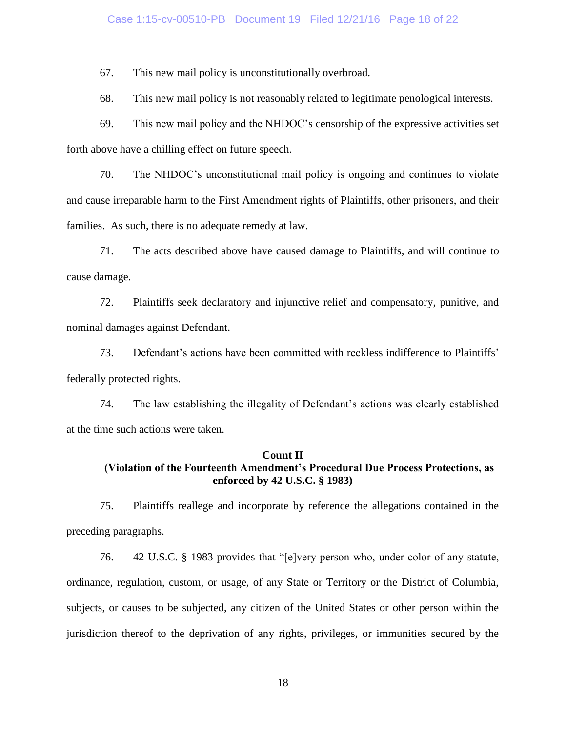67. This new mail policy is unconstitutionally overbroad.

68. This new mail policy is not reasonably related to legitimate penological interests.

69. This new mail policy and the NHDOC's censorship of the expressive activities set forth above have a chilling effect on future speech.

70. The NHDOC's unconstitutional mail policy is ongoing and continues to violate and cause irreparable harm to the First Amendment rights of Plaintiffs, other prisoners, and their families. As such, there is no adequate remedy at law.

71. The acts described above have caused damage to Plaintiffs, and will continue to cause damage.

72. Plaintiffs seek declaratory and injunctive relief and compensatory, punitive, and nominal damages against Defendant.

73. Defendant's actions have been committed with reckless indifference to Plaintiffs' federally protected rights.

74. The law establishing the illegality of Defendant's actions was clearly established at the time such actions were taken.

**Count II**
**(Violation of the Fourteenth Amendment's Procedural Due Process Protections, as enforced by 42 U.S.C. § 1983)**

75. Plaintiffs reallege and incorporate by reference the allegations contained in the preceding paragraphs.

76. 42 U.S.C. § 1983 provides that "[e]very person who, under color of any statute, ordinance, regulation, custom, or usage, of any State or Territory or the District of Columbia, subjects, or causes to be subjected, any citizen of the United States or other person within the jurisdiction thereof to the deprivation of any rights, privileges, or immunities secured by the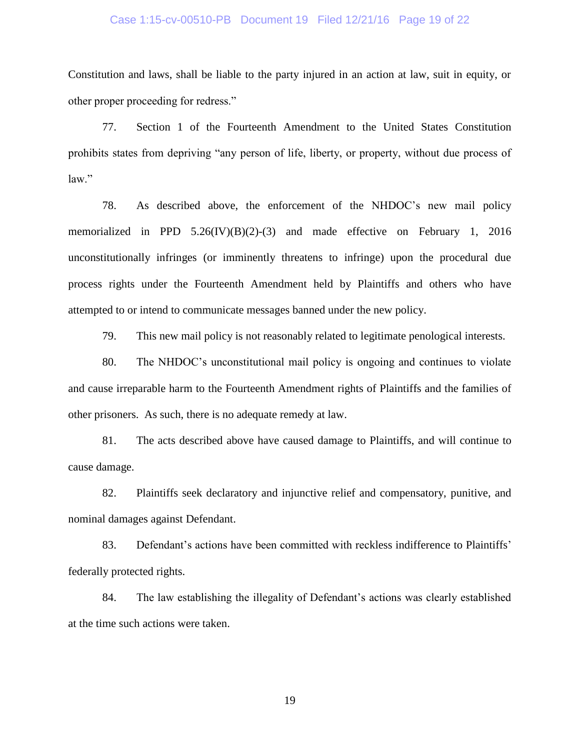Constitution and laws, shall be liable to the party injured in an action at law, suit in equity, or other proper proceeding for redress."

77. Section 1 of the Fourteenth Amendment to the United States Constitution prohibits states from depriving "any person of life, liberty, or property, without due process of law."

78. As described above, the enforcement of the NHDOC's new mail policy memorialized in PPD 5.26(IV)(B)(2)-(3) and made effective on February 1, 2016 unconstitutionally infringes (or imminently threatens to infringe) upon the procedural due process rights under the Fourteenth Amendment held by Plaintiffs and others who have attempted to or intend to communicate messages banned under the new policy.

79. This new mail policy is not reasonably related to legitimate penological interests.

80. The NHDOC's unconstitutional mail policy is ongoing and continues to violate and cause irreparable harm to the Fourteenth Amendment rights of Plaintiffs and the families of other prisoners. As such, there is no adequate remedy at law.

81. The acts described above have caused damage to Plaintiffs, and will continue to cause damage.

82. Plaintiffs seek declaratory and injunctive relief and compensatory, punitive, and nominal damages against Defendant.

83. Defendant's actions have been committed with reckless indifference to Plaintiffs' federally protected rights.

84. The law establishing the illegality of Defendant's actions was clearly established at the time such actions were taken.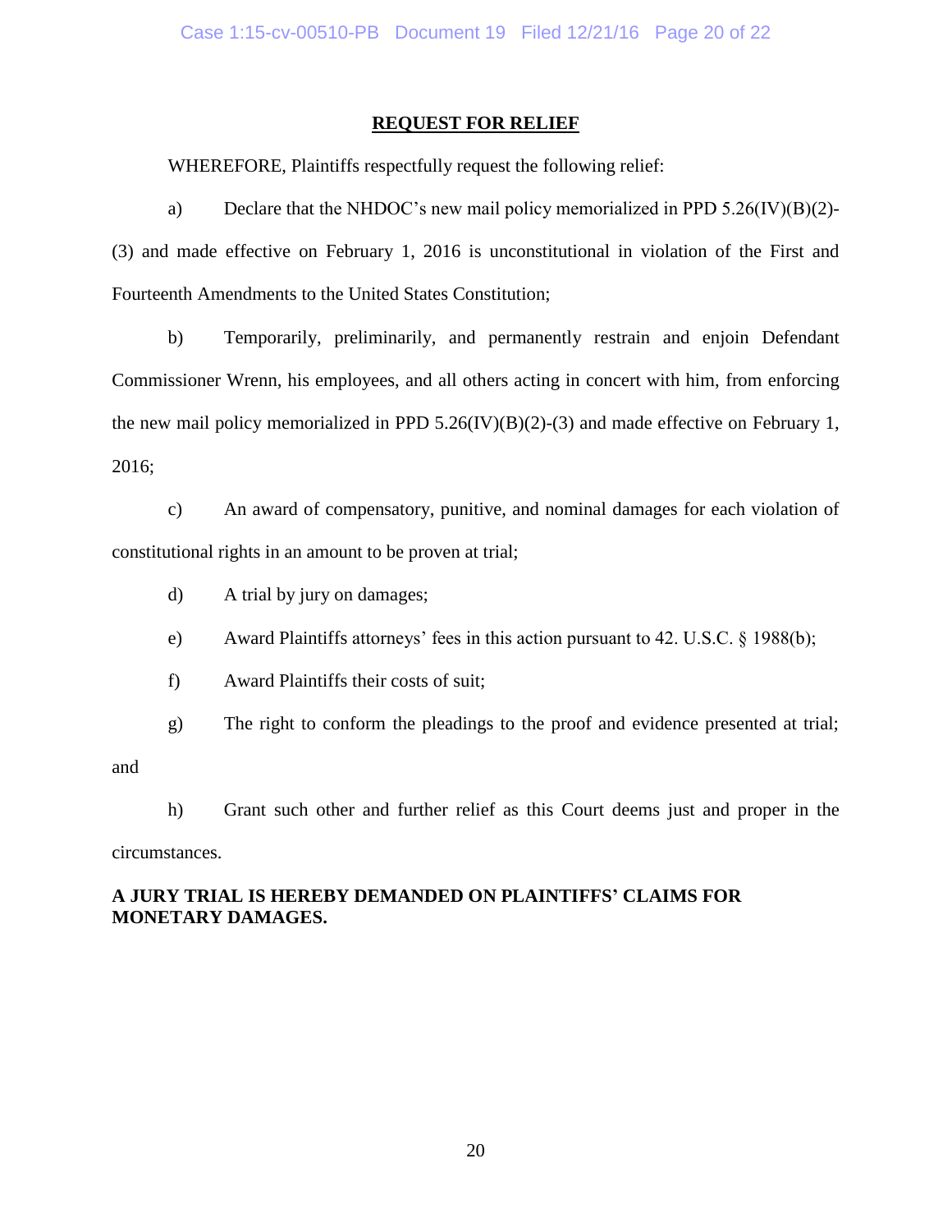## REQUEST FOR RELIEF

WHEREFORE, Plaintiffs respectfully request the following relief:

a) Declare that the NHDOC's new mail policy memorialized in PPD 5.26(IV)(B)(2)-(3) and made effective on February 1, 2016 is unconstitutional in violation of the First and Fourteenth Amendments to the United States Constitution;

b) Temporarily, preliminarily, and permanently restrain and enjoin Defendant Commissioner Wrenn, his employees, and all others acting in concert with him, from enforcing the new mail policy memorialized in PPD 5.26(IV)(B)(2)-(3) and made effective on February 1, 2016;

c) An award of compensatory, punitive, and nominal damages for each violation of constitutional rights in an amount to be proven at trial;

d) A trial by jury on damages;

e) Award Plaintiffs attorneys' fees in this action pursuant to 42. U.S.C. § 1988(b);

f) Award Plaintiffs their costs of suit;

g) The right to conform the pleadings to the proof and evidence presented at trial; and

h) Grant such other and further relief as this Court deems just and proper in the circumstances.

**A JURY TRIAL IS HEREBY DEMANDED ON PLAINTIFFS' CLAIMS FOR MONETARY DAMAGES.**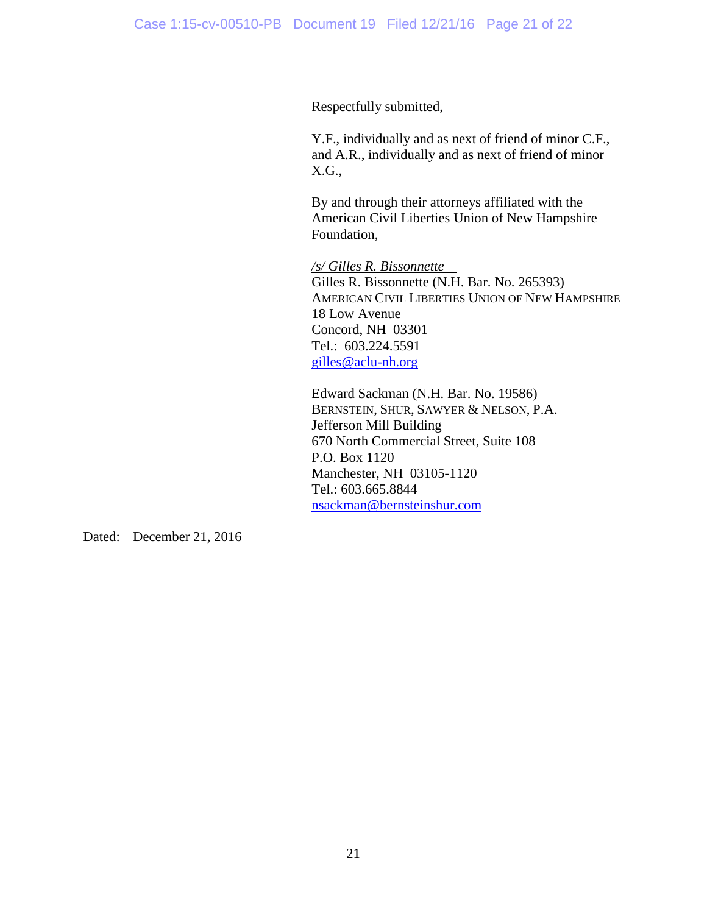Respectfully submitted,

Y.F., individually and as next of friend of minor C.F., and A.R., individually and as next of friend of minor X.G.,

By and through their attorneys affiliated with the American Civil Liberties Union of New Hampshire Foundation,

*/s/ Gilles R. Bissonnette*  
Gilles R. Bissonnette (N.H. Bar. No. 265393)  
AMERICAN CIVIL LIBERTIES UNION OF NEW HAMPSHIRE  
18 Low Avenue  
Concord, NH 03301  
Tel.: 603.224.5591  
gilles@aclu-nh.org

Edward Sackman (N.H. Bar. No. 19586)  
BERNSTEIN, SHUR, SAWYER & NELSON, P.A.  
Jefferson Mill Building  
670 North Commercial Street, Suite 108  
P.O. Box 1120  
Manchester, NH 03105-1120  
Tel.: 603.665.8844  
nsackman@bernsteinshur.com

Dated: December 21, 2016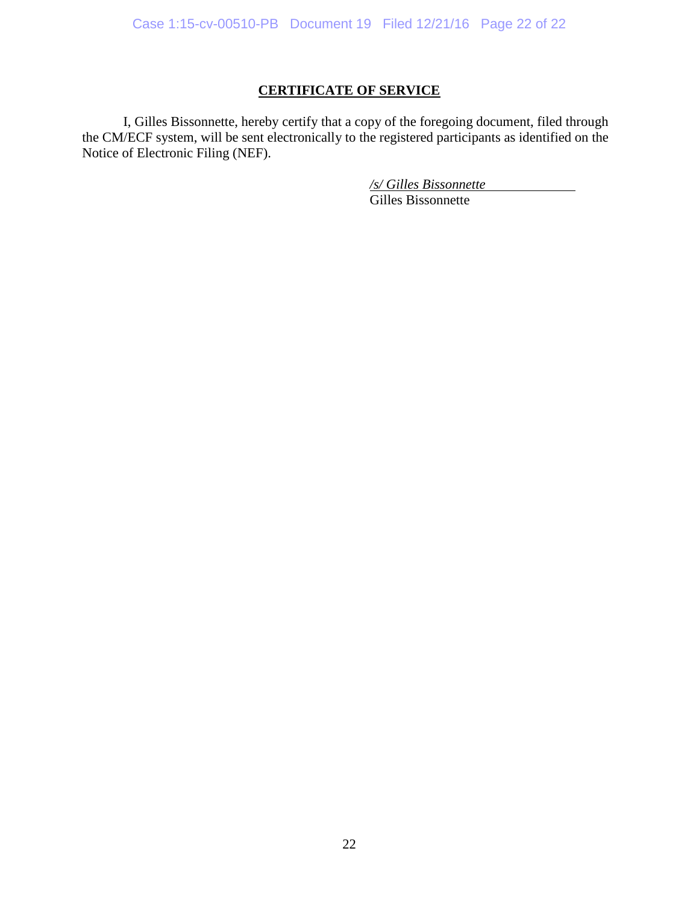**CERTIFICATE OF SERVICE**

I, Gilles Bissonnette, hereby certify that a copy of the foregoing document, filed through the CM/ECF system, will be sent electronically to the registered participants as identified on the Notice of Electronic Filing (NEF).

*/s/ Gilles Bissonnette*
Gilles Bissonnette